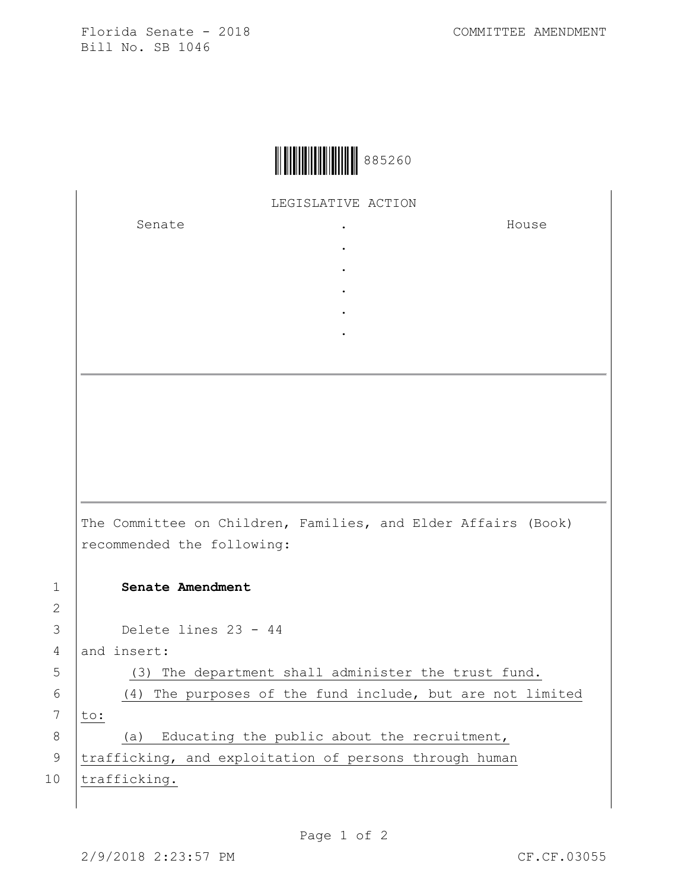Florida Senate - 2018
Bill No. SB 1046

COMMITTEE AMENDMENT

885260

LEGISLATIVE ACTION

| Senate | . | House |
|---|---|---|
| | . | |
| | . | |
| | . | |
| | . | |
| | . | |

---

The Committee on Children, Families, and Elder Affairs (Book) recommended the following:

1 **Senate Amendment**

2

3 Delete lines 23 - 44

4 and insert:

5 (3) The department shall administer the trust fund.

6 (4) The purposes of the fund include, but are not limited

7 to:

8 (a) Educating the public about the recruitment,

9 trafficking, and exploitation of persons through human

10 trafficking.

2/9/2018 2:23:57 PM CF.CF.03055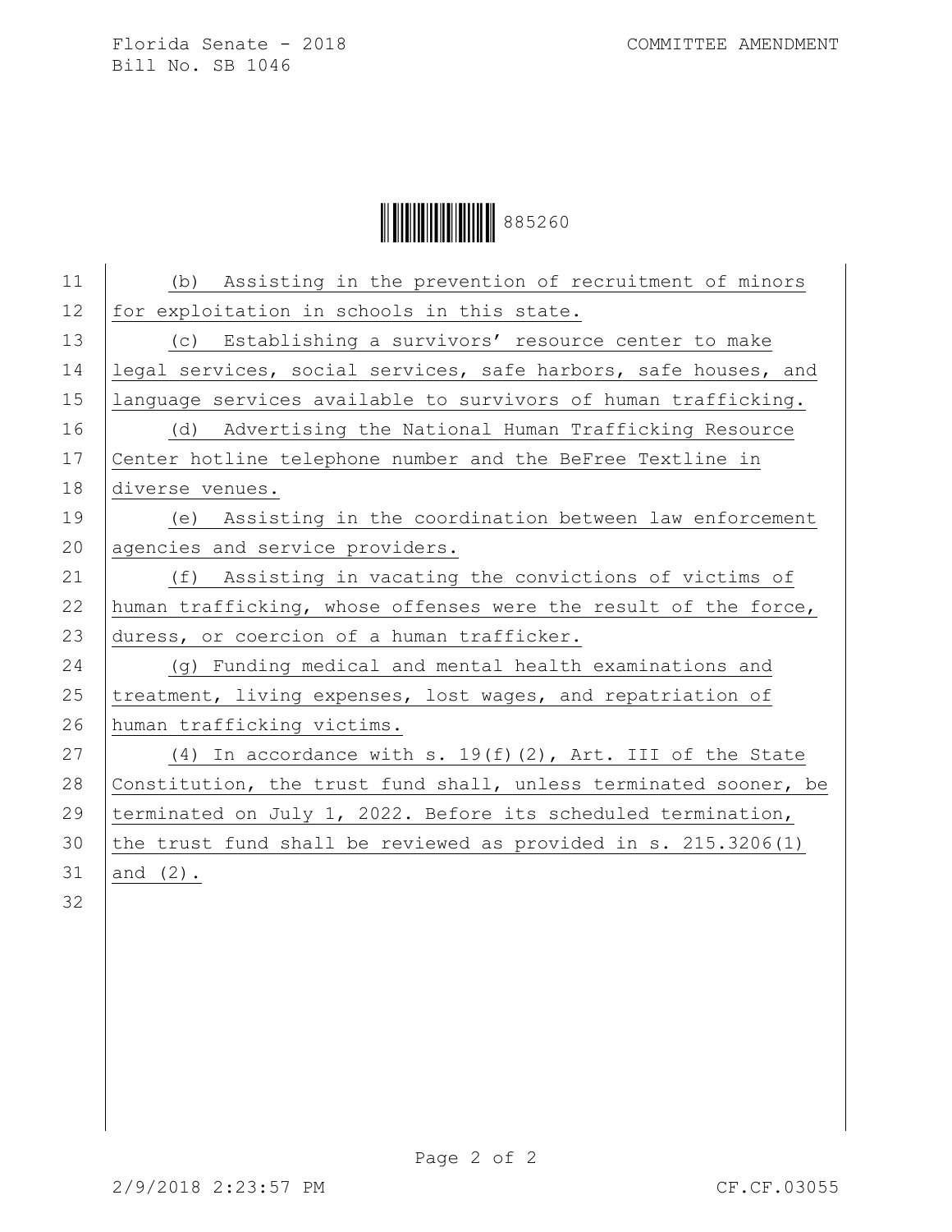(b) Assisting in the prevention of recruitment of minors for exploitation in schools in this state.

(c) Establishing a survivors' resource center to make legal services, social services, safe harbors, safe houses, and language services available to survivors of human trafficking.

(d) Advertising the National Human Trafficking Resource Center hotline telephone number and the BeFree Textline in diverse venues.

(e) Assisting in the coordination between law enforcement agencies and service providers.

(f) Assisting in vacating the convictions of victims of human trafficking, whose offenses were the result of the force, duress, or coercion of a human trafficker.

(g) Funding medical and mental health examinations and treatment, living expenses, lost wages, and repatriation of human trafficking victims.

(4) In accordance with s. 19(f)(2), Art. III of the State Constitution, the trust fund shall, unless terminated sooner, be terminated on July 1, 2022. Before its scheduled termination, the trust fund shall be reviewed as provided in s. 215.3206(1) and (2).